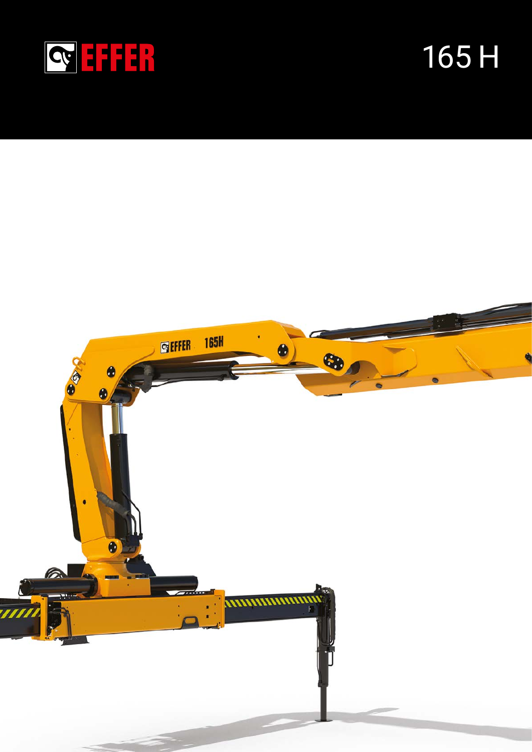EFFER

# 165 H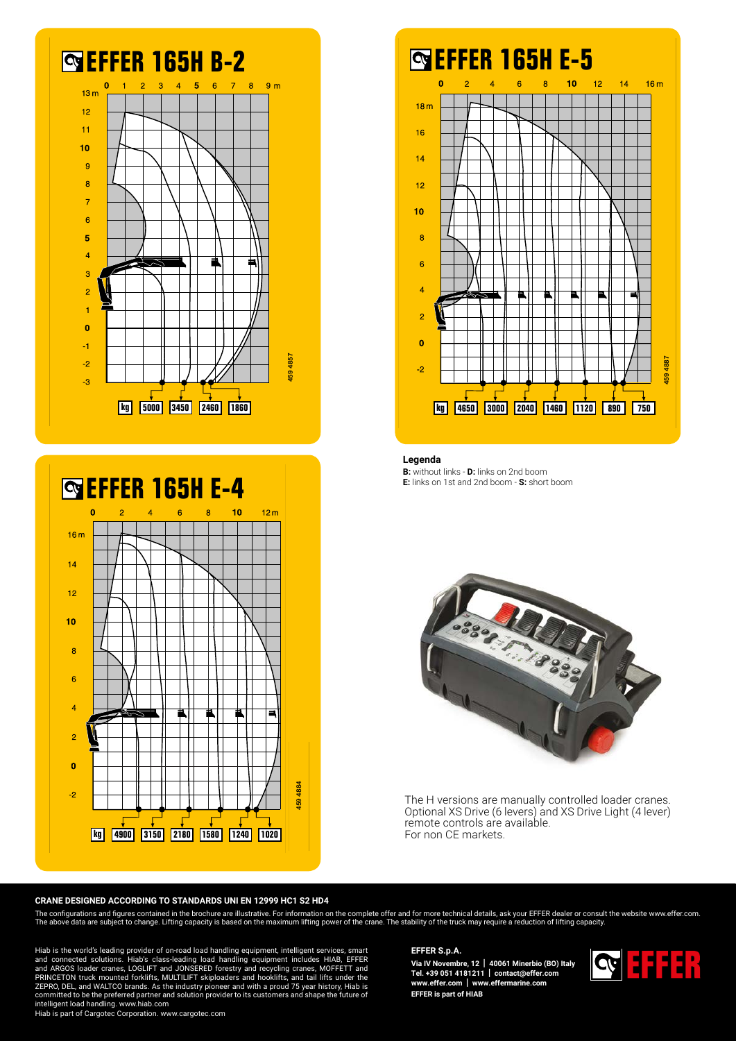## EFFER 165H B-2

0 1 2 3 4 5 6 7 8 9 m

13 m 12 11 10 9 8 7 6 5 4 3 2 1 0 -1 -2 -3

kg 5000 3450 2460 1860

459 4857

## EFFER 165H E-5

0 2 4 6 8 10 12 14 16 m

18 m 16 14 12 10 8 6 4 2 0 -2

kg 4650 3000 2040 1460 1120 890 750

459 4887

## EFFER 165H E-4

0 2 4 6 8 10 12 m

16 m 14 12 10 8 6 4 2 0 -2

kg 4900 3150 2180 1580 1240 1020

459 4884

**Legenda**

**B:** without links - **D:** links on 2nd boom
**E:** links on 1st and 2nd boom - **S:** short boom

The H versions are manually controlled loader cranes.
Optional XS Drive (6 levers) and XS Drive Light (4 lever) remote controls are available.
For non CE markets.

**CRANE DESIGNED ACCORDING TO STANDARDS UNI EN 12999 HC1 S2 HD4**

The configurations and figures contained in the brochure are illustrative. For information on the complete offer and for more technical details, ask your EFFER dealer or consult the website www.effer.com.
The above data are subject to change. Lifting capacity is based on the maximum lifting power of the crane. The stability of the truck may require a reduction of lifting capacity.

Hiab is the world's leading provider of on-road load handling equipment, intelligent services, smart and connected solutions. Hiab's class-leading load handling equipment includes HIAB, EFFER and ARGOS loader cranes, LOGLIFT and JONSERED forestry and recycling cranes, MOFFETT and PRINCETON truck mounted forklifts, MULTILIFT skiploaders and hooklifts, and tail lifts under the ZEPRO, DEL, and WALTCO brands. As the industry pioneer and with a proud 75 year history, Hiab is committed to be the preferred partner and solution provider to its customers and shape the future of intelligent load handling. www.hiab.com
Hiab is part of Cargotec Corporation. www.cargotec.com

**EFFER S.p.A.**

**Via IV Novembre, 12 | 40061 Minerbio (BO) Italy**
**Tel. +39 051 4181211 | contact@effer.com**
**www.effer.com | www.effermarine.com**
**EFFER is part of HIAB**

EFFER